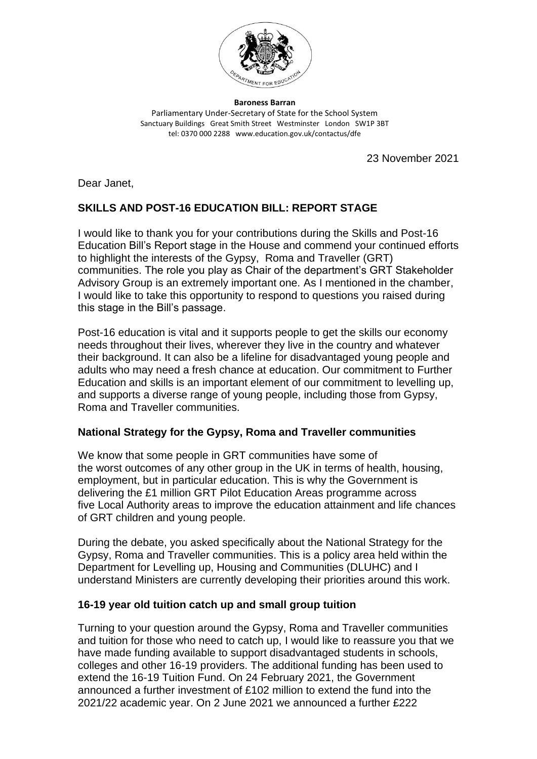**Baroness Barran**
Parliamentary Under-Secretary of State for the School System
Sanctuary Buildings Great Smith Street Westminster London SW1P 3BT
tel: 0370 000 2288 www.education.gov.uk/contactus/dfe

23 November 2021

Dear Janet,

**SKILLS AND POST-16 EDUCATION BILL: REPORT STAGE**

I would like to thank you for your contributions during the Skills and Post-16 Education Bill's Report stage in the House and commend your continued efforts to highlight the interests of the Gypsy, Roma and Traveller (GRT) communities. The role you play as Chair of the department's GRT Stakeholder Advisory Group is an extremely important one. As I mentioned in the chamber, I would like to take this opportunity to respond to questions you raised during this stage in the Bill's passage.

Post-16 education is vital and it supports people to get the skills our economy needs throughout their lives, wherever they live in the country and whatever their background. It can also be a lifeline for disadvantaged young people and adults who may need a fresh chance at education. Our commitment to Further Education and skills is an important element of our commitment to levelling up, and supports a diverse range of young people, including those from Gypsy, Roma and Traveller communities.

**National Strategy for the Gypsy, Roma and Traveller communities**

We know that some people in GRT communities have some of the worst outcomes of any other group in the UK in terms of health, housing, employment, but in particular education. This is why the Government is delivering the £1 million GRT Pilot Education Areas programme across five Local Authority areas to improve the education attainment and life chances of GRT children and young people.

During the debate, you asked specifically about the National Strategy for the Gypsy, Roma and Traveller communities. This is a policy area held within the Department for Levelling up, Housing and Communities (DLUHC) and I understand Ministers are currently developing their priorities around this work.

**16-19 year old tuition catch up and small group tuition**

Turning to your question around the Gypsy, Roma and Traveller communities and tuition for those who need to catch up, I would like to reassure you that we have made funding available to support disadvantaged students in schools, colleges and other 16-19 providers. The additional funding has been used to extend the 16-19 Tuition Fund. On 24 February 2021, the Government announced a further investment of £102 million to extend the fund into the 2021/22 academic year. On 2 June 2021 we announced a further £222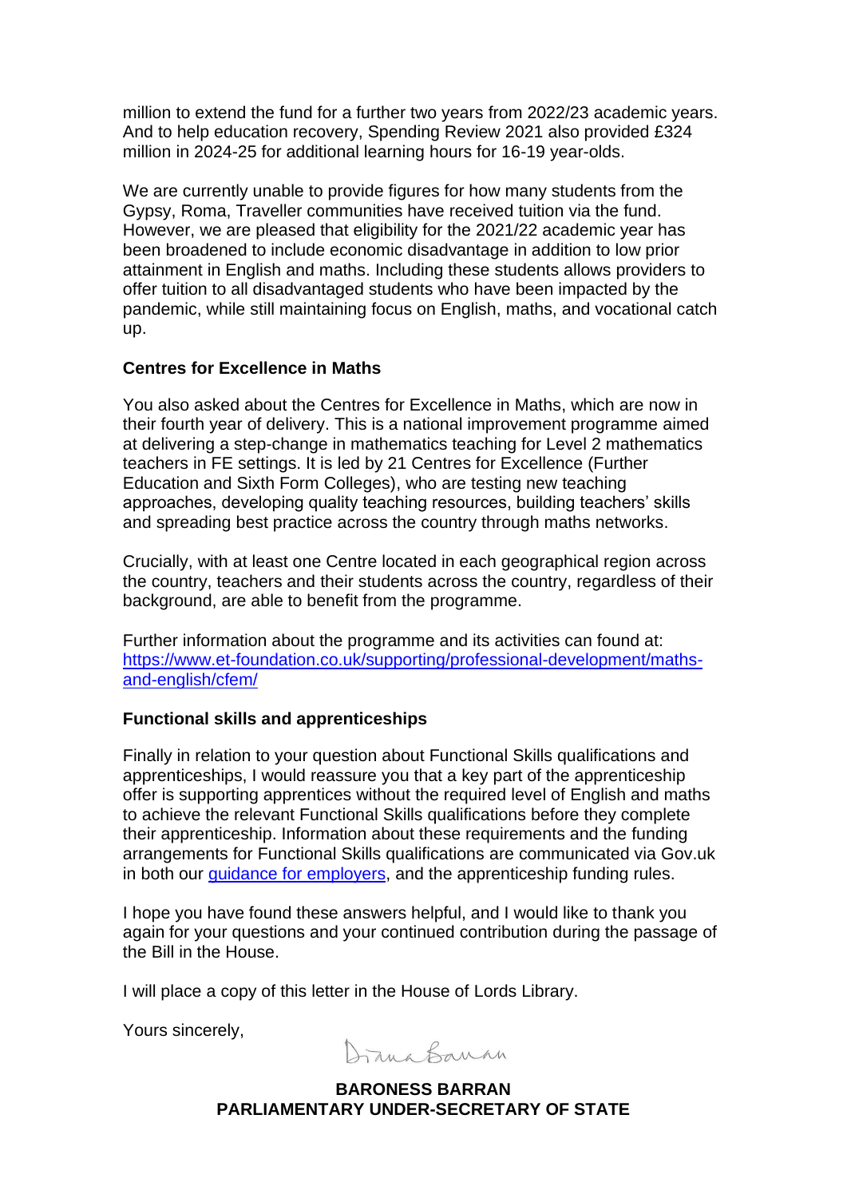million to extend the fund for a further two years from 2022/23 academic years. And to help education recovery, Spending Review 2021 also provided £324 million in 2024-25 for additional learning hours for 16-19 year-olds.

We are currently unable to provide figures for how many students from the Gypsy, Roma, Traveller communities have received tuition via the fund. However, we are pleased that eligibility for the 2021/22 academic year has been broadened to include economic disadvantage in addition to low prior attainment in English and maths. Including these students allows providers to offer tuition to all disadvantaged students who have been impacted by the pandemic, while still maintaining focus on English, maths, and vocational catch up.

**Centres for Excellence in Maths**

You also asked about the Centres for Excellence in Maths, which are now in their fourth year of delivery. This is a national improvement programme aimed at delivering a step-change in mathematics teaching for Level 2 mathematics teachers in FE settings. It is led by 21 Centres for Excellence (Further Education and Sixth Form Colleges), who are testing new teaching approaches, developing quality teaching resources, building teachers' skills and spreading best practice across the country through maths networks.

Crucially, with at least one Centre located in each geographical region across the country, teachers and their students across the country, regardless of their background, are able to benefit from the programme.

Further information about the programme and its activities can found at: [https://www.et-foundation.co.uk/supporting/professional-development/maths-and-english/cfem/](https://www.et-foundation.co.uk/supporting/professional-development/maths-and-english/cfem/)

**Functional skills and apprenticeships**

Finally in relation to your question about Functional Skills qualifications and apprenticeships, I would reassure you that a key part of the apprenticeship offer is supporting apprentices without the required level of English and maths to achieve the relevant Functional Skills qualifications before they complete their apprenticeship. Information about these requirements and the funding arrangements for Functional Skills qualifications are communicated via Gov.uk in both our guidance for employers, and the apprenticeship funding rules.

I hope you have found these answers helpful, and I would like to thank you again for your questions and your continued contribution during the passage of the Bill in the House.

I will place a copy of this letter in the House of Lords Library.

Yours sincerely,

Diana Barran

**BARONESS BARRAN**
**PARLIAMENTARY UNDER-SECRETARY OF STATE**